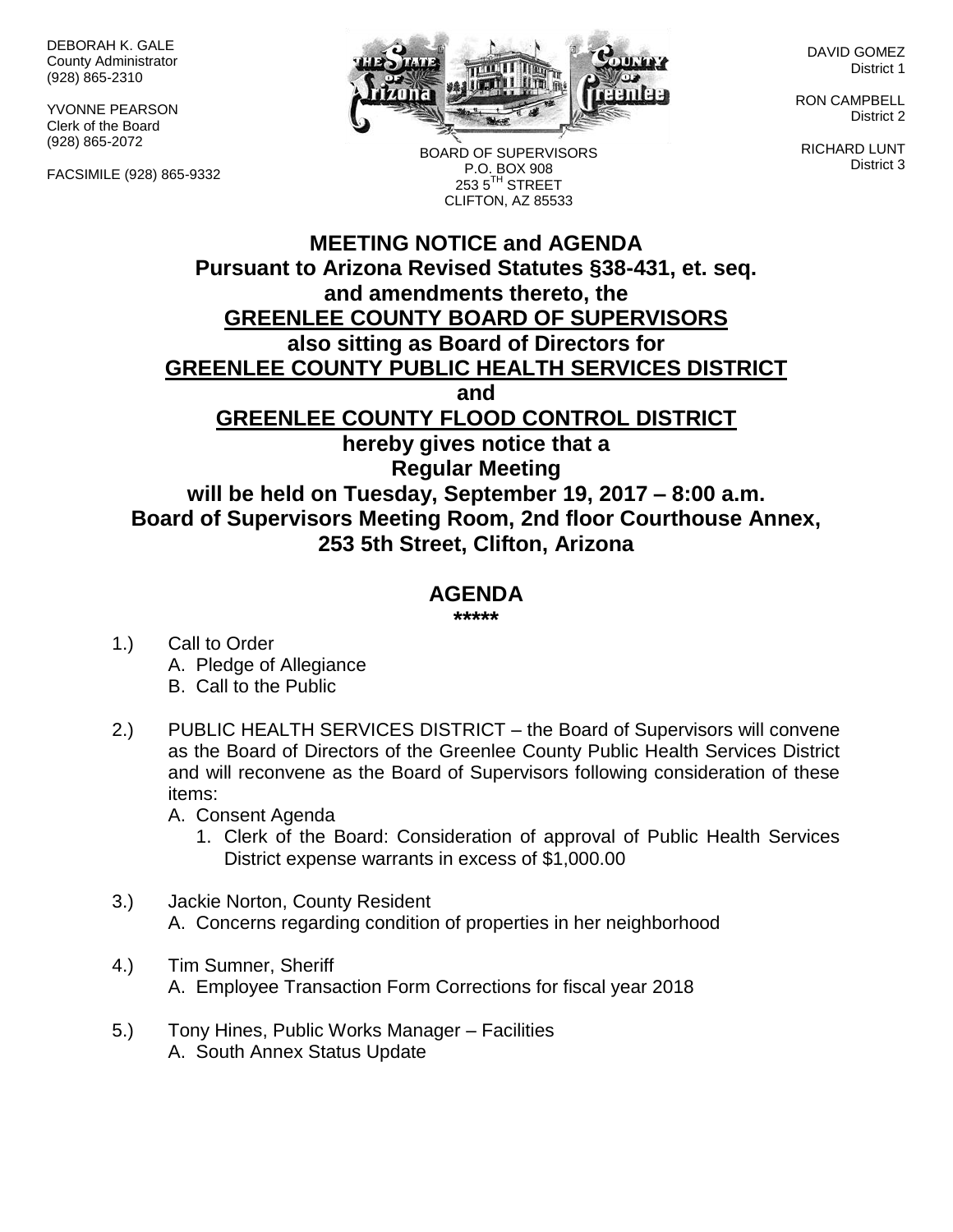DEBORAH K. GALE
County Administrator
(928) 865-2310

YVONNE PEARSON
Clerk of the Board
(928) 865-2072

FACSIMILE (928) 865-9332

BOARD OF SUPERVISORS
P.O. BOX 908
253 5TH STREET
CLIFTON, AZ 85533

DAVID GOMEZ
District 1

RON CAMPBELL
District 2

RICHARD LUNT
District 3

**MEETING NOTICE and AGENDA**
**Pursuant to Arizona Revised Statutes §38-431, et. seq. and amendments thereto, the**
**GREENLEE COUNTY BOARD OF SUPERVISORS**
**also sitting as Board of Directors for**
**GREENLEE COUNTY PUBLIC HEALTH SERVICES DISTRICT**
**and**
**GREENLEE COUNTY FLOOD CONTROL DISTRICT**
**hereby gives notice that a**
**Regular Meeting**
**will be held on Tuesday, September 19, 2017 – 8:00 a.m.**
**Board of Supervisors Meeting Room, 2nd floor Courthouse Annex, 253 5th Street, Clifton, Arizona**

## AGENDA

*****

1.) Call to Order
   A. Pledge of Allegiance
   B. Call to the Public

2.) PUBLIC HEALTH SERVICES DISTRICT – the Board of Supervisors will convene as the Board of Directors of the Greenlee County Public Health Services District and will reconvene as the Board of Supervisors following consideration of these items:
   A. Consent Agenda
      1. Clerk of the Board: Consideration of approval of Public Health Services District expense warrants in excess of $1,000.00

3.) Jackie Norton, County Resident
   A. Concerns regarding condition of properties in her neighborhood

4.) Tim Sumner, Sheriff
   A. Employee Transaction Form Corrections for fiscal year 2018

5.) Tony Hines, Public Works Manager – Facilities
   A. South Annex Status Update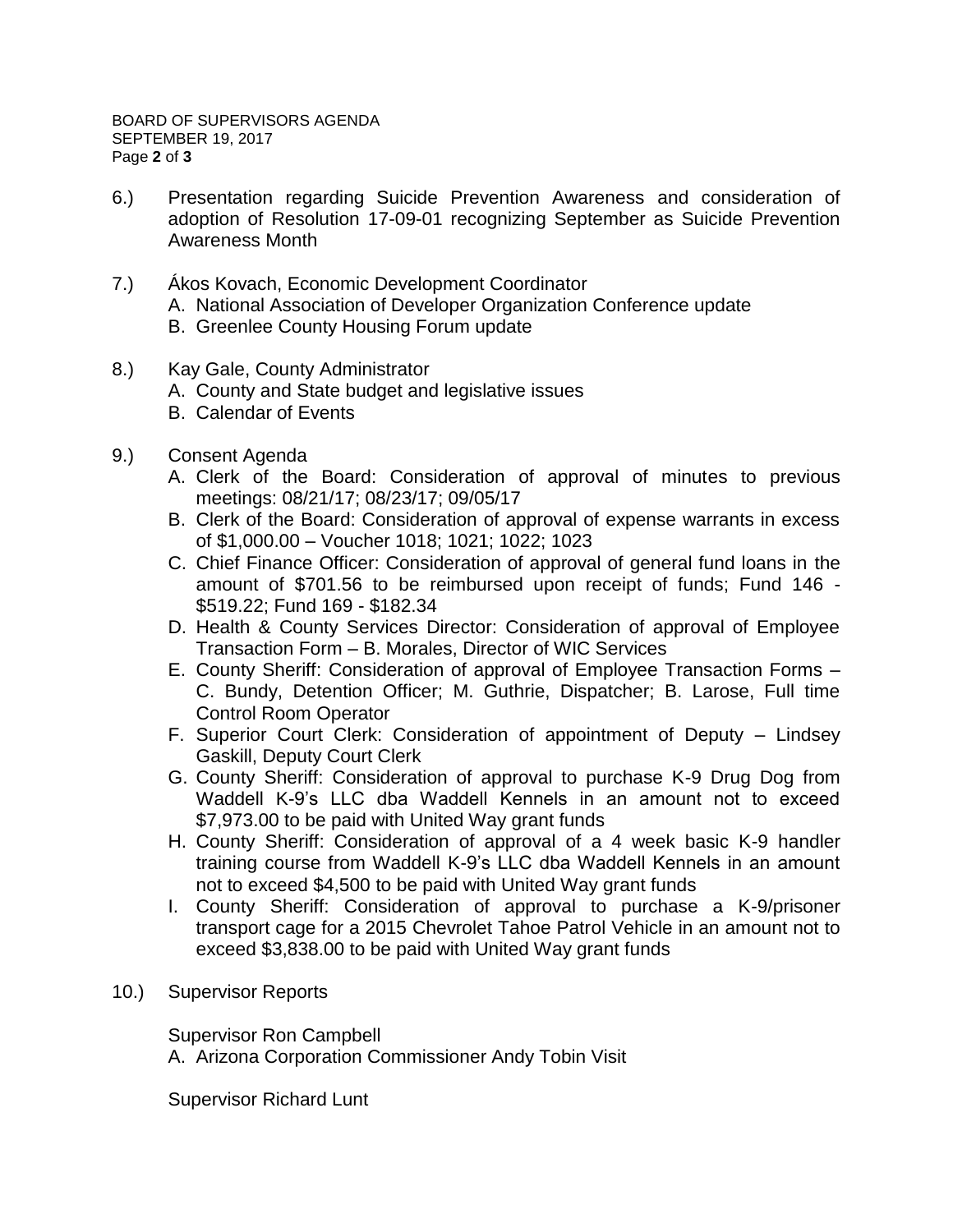6.) Presentation regarding Suicide Prevention Awareness and consideration of adoption of Resolution 17-09-01 recognizing September as Suicide Prevention Awareness Month

7.) Ákos Kovach, Economic Development Coordinator
   A. National Association of Developer Organization Conference update
   B. Greenlee County Housing Forum update

8.) Kay Gale, County Administrator
   A. County and State budget and legislative issues
   B. Calendar of Events

9.) Consent Agenda
   A. Clerk of the Board: Consideration of approval of minutes to previous meetings: 08/21/17; 08/23/17; 09/05/17
   B. Clerk of the Board: Consideration of approval of expense warrants in excess of $1,000.00 – Voucher 1018; 1021; 1022; 1023
   C. Chief Finance Officer: Consideration of approval of general fund loans in the amount of $701.56 to be reimbursed upon receipt of funds; Fund 146 - $519.22; Fund 169 - $182.34
   D. Health & County Services Director: Consideration of approval of Employee Transaction Form – B. Morales, Director of WIC Services
   E. County Sheriff: Consideration of approval of Employee Transaction Forms – C. Bundy, Detention Officer; M. Guthrie, Dispatcher; B. Larose, Full time Control Room Operator
   F. Superior Court Clerk: Consideration of appointment of Deputy – Lindsey Gaskill, Deputy Court Clerk
   G. County Sheriff: Consideration of approval to purchase K-9 Drug Dog from Waddell K-9's LLC dba Waddell Kennels in an amount not to exceed $7,973.00 to be paid with United Way grant funds
   H. County Sheriff: Consideration of approval of a 4 week basic K-9 handler training course from Waddell K-9's LLC dba Waddell Kennels in an amount not to exceed $4,500 to be paid with United Way grant funds
   I. County Sheriff: Consideration of approval to purchase a K-9/prisoner transport cage for a 2015 Chevrolet Tahoe Patrol Vehicle in an amount not to exceed $3,838.00 to be paid with United Way grant funds

10.) Supervisor Reports

Supervisor Ron Campbell
   A. Arizona Corporation Commissioner Andy Tobin Visit

Supervisor Richard Lunt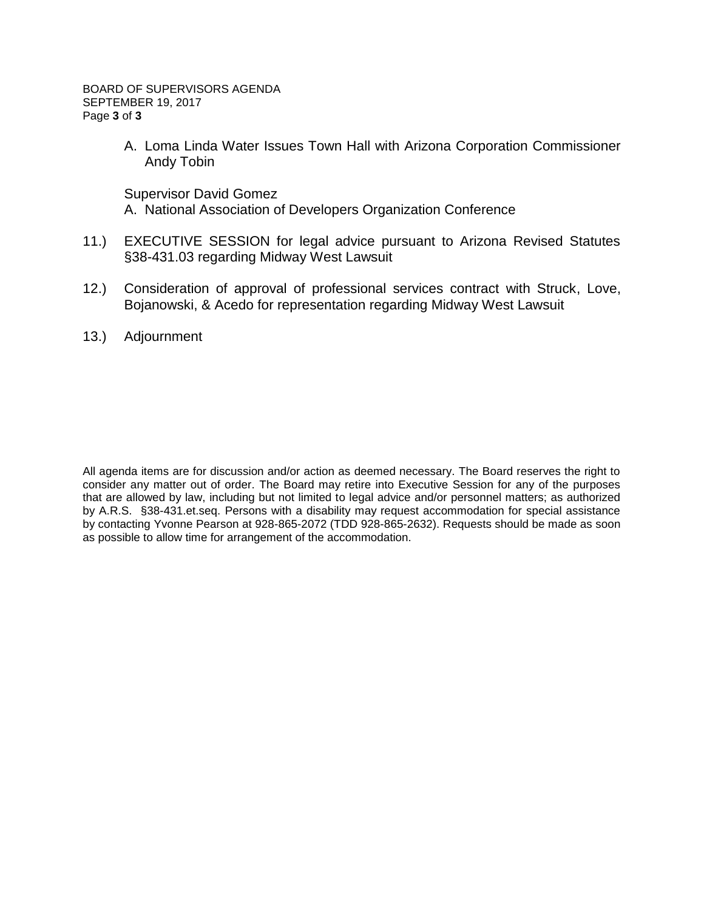A. Loma Linda Water Issues Town Hall with Arizona Corporation Commissioner Andy Tobin

Supervisor David Gomez

A. National Association of Developers Organization Conference

11.) EXECUTIVE SESSION for legal advice pursuant to Arizona Revised Statutes §38-431.03 regarding Midway West Lawsuit

12.) Consideration of approval of professional services contract with Struck, Love, Bojanowski, & Acedo for representation regarding Midway West Lawsuit

13.) Adjournment

All agenda items are for discussion and/or action as deemed necessary. The Board reserves the right to consider any matter out of order. The Board may retire into Executive Session for any of the purposes that are allowed by law, including but not limited to legal advice and/or personnel matters; as authorized by A.R.S. §38-431.et.seq. Persons with a disability may request accommodation for special assistance by contacting Yvonne Pearson at 928-865-2072 (TDD 928-865-2632). Requests should be made as soon as possible to allow time for arrangement of the accommodation.